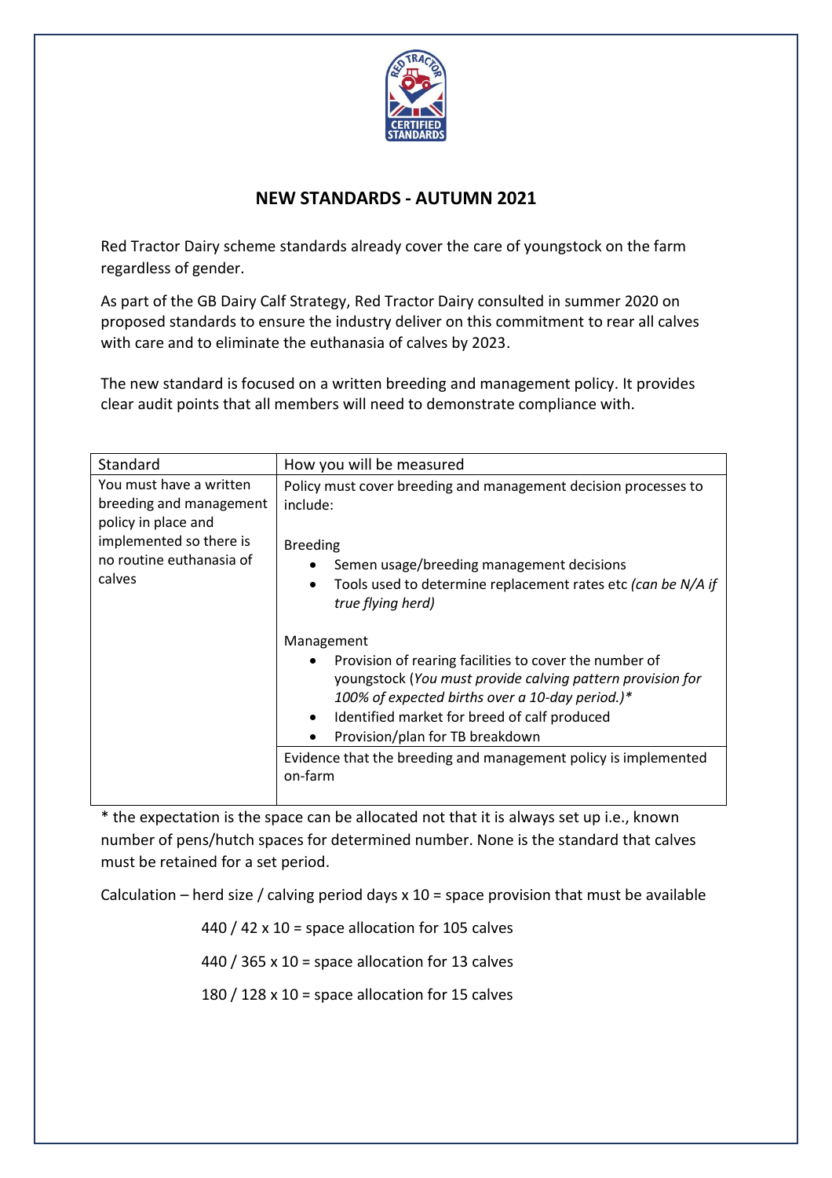## NEW STANDARDS - AUTUMN 2021

Red Tractor Dairy scheme standards already cover the care of youngstock on the farm regardless of gender.

As part of the GB Dairy Calf Strategy, Red Tractor Dairy consulted in summer 2020 on proposed standards to ensure the industry deliver on this commitment to rear all calves with care and to eliminate the euthanasia of calves by 2023.

The new standard is focused on a written breeding and management policy. It provides clear audit points that all members will need to demonstrate compliance with.

| Standard | How you will be measured |
| --- | --- |
| You must have a written breeding and management policy in place and implemented so there is no routine euthanasia of calves | Policy must cover breeding and management decision processes to include:<br><br>Breeding<br>• Semen usage/breeding management decisions<br>• Tools used to determine replacement rates etc *(can be N/A if true flying herd)*<br><br>Management<br>• Provision of rearing facilities to cover the number of youngstock (*You must provide calving pattern provision for 100% of expected births over a 10-day period.)\**<br>• Identified market for breed of calf produced<br>• Provision/plan for TB breakdown |
| | Evidence that the breeding and management policy is implemented on-farm |

\* the expectation is the space can be allocated not that it is always set up i.e., known number of pens/hutch spaces for determined number. None is the standard that calves must be retained for a set period.

Calculation – herd size / calving period days x 10 = space provision that must be available

440 / 42 x 10 = space allocation for 105 calves

440 / 365 x 10 = space allocation for 13 calves

180 / 128 x 10 = space allocation for 15 calves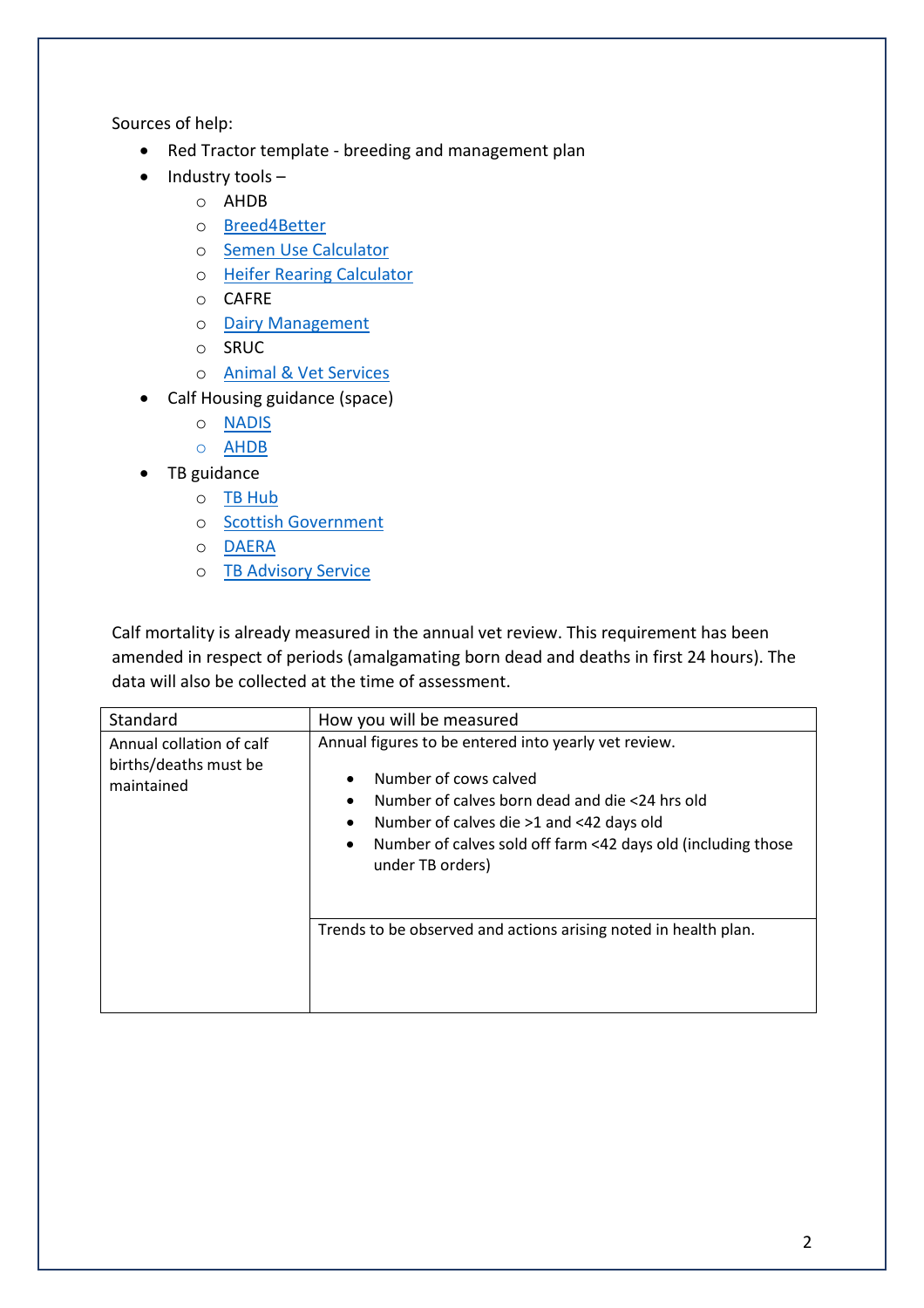Sources of help:

- Red Tractor template - breeding and management plan
- Industry tools –
  - AHDB
  - Breed4Better
  - Semen Use Calculator
  - Heifer Rearing Calculator
  - CAFRE
  - Dairy Management
  - SRUC
  - Animal & Vet Services
- Calf Housing guidance (space)
  - NADIS
  - AHDB
- TB guidance
  - TB Hub
  - Scottish Government
  - DAERA
  - TB Advisory Service

Calf mortality is already measured in the annual vet review. This requirement has been amended in respect of periods (amalgamating born dead and deaths in first 24 hours). The data will also be collected at the time of assessment.

| Standard | How you will be measured |
|---|---|
| Annual collation of calf births/deaths must be maintained | Annual figures to be entered into yearly vet review.<br><br>• Number of cows calved<br>• Number of calves born dead and die <24 hrs old<br>• Number of calves die >1 and <42 days old<br>• Number of calves sold off farm <42 days old (including those under TB orders) |
| | Trends to be observed and actions arising noted in health plan. |